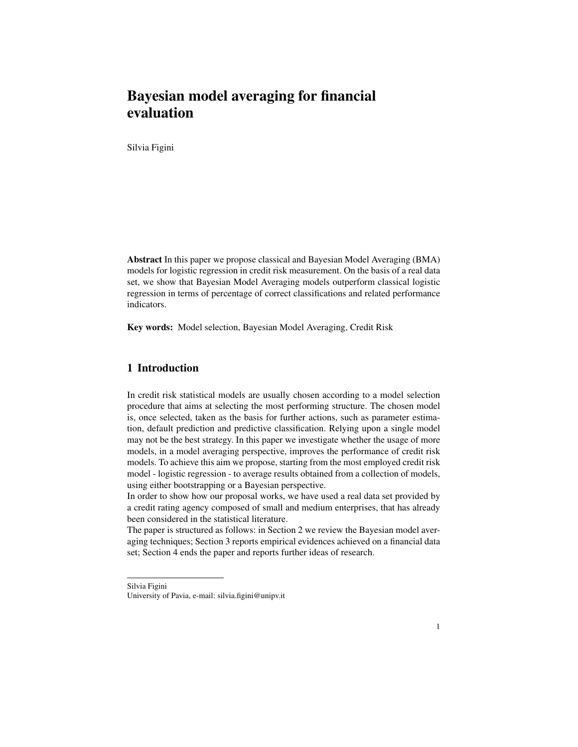# Bayesian model averaging for financial evaluation

Silvia Figini

**Abstract** In this paper we propose classical and Bayesian Model Averaging (BMA) models for logistic regression in credit risk measurement. On the basis of a real data set, we show that Bayesian Model Averaging models outperform classical logistic regression in terms of percentage of correct classifications and related performance indicators.

**Key words:** Model selection, Bayesian Model Averaging, Credit Risk

## 1 Introduction

In credit risk statistical models are usually chosen according to a model selection procedure that aims at selecting the most performing structure. The chosen model is, once selected, taken as the basis for further actions, such as parameter estimation, default prediction and predictive classification. Relying upon a single model may not be the best strategy. In this paper we investigate whether the usage of more models, in a model averaging perspective, improves the performance of credit risk models. To achieve this aim we propose, starting from the most employed credit risk model - logistic regression - to average results obtained from a collection of models, using either bootstrapping or a Bayesian perspective.
In order to show how our proposal works, we have used a real data set provided by a credit rating agency composed of small and medium enterprises, that has already been considered in the statistical literature.
The paper is structured as follows: in Section 2 we review the Bayesian model averaging techniques; Section 3 reports empirical evidences achieved on a financial data set; Section 4 ends the paper and reports further ideas of research.

---

Silvia Figini
University of Pavia, e-mail: silvia.figini@unipv.it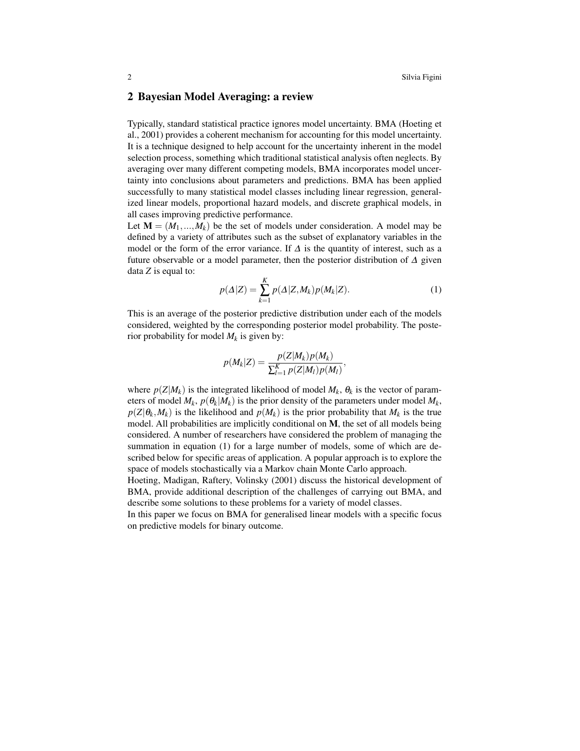## 2 Bayesian Model Averaging: a review

Typically, standard statistical practice ignores model uncertainty. BMA (Hoeting et al., 2001) provides a coherent mechanism for accounting for this model uncertainty. It is a technique designed to help account for the uncertainty inherent in the model selection process, something which traditional statistical analysis often neglects. By averaging over many different competing models, BMA incorporates model uncertainty into conclusions about parameters and predictions. BMA has been applied successfully to many statistical model classes including linear regression, generalized linear models, proportional hazard models, and discrete graphical models, in all cases improving predictive performance.

Let $\mathbf{M} = (M_1, ..., M_k)$ be the set of models under consideration. A model may be defined by a variety of attributes such as the subset of explanatory variables in the model or the form of the error variance. If $\Delta$ is the quantity of interest, such as a future observable or a model parameter, then the posterior distribution of $\Delta$ given data $Z$ is equal to:

$$p(\Delta|Z) = \sum_{k=1}^{K} p(\Delta|Z, M_k) p(M_k|Z). \tag{1}$$

This is an average of the posterior predictive distribution under each of the models considered, weighted by the corresponding posterior model probability. The posterior probability for model $M_k$ is given by:

$$p(M_k|Z) = \frac{p(Z|M_k)p(M_k)}{\sum_{l=1}^{K} p(Z|M_l)p(M_l)},$$

where $p(Z|M_k)$ is the integrated likelihood of model $M_k$, $\theta_k$ is the vector of parameters of model $M_k$, $p(\theta_k|M_k)$ is the prior density of the parameters under model $M_k$, $p(Z|\theta_k, M_k)$ is the likelihood and $p(M_k)$ is the prior probability that $M_k$ is the true model. All probabilities are implicitly conditional on $\mathbf{M}$, the set of all models being considered. A number of researchers have considered the problem of managing the summation in equation (1) for a large number of models, some of which are described below for specific areas of application. A popular approach is to explore the space of models stochastically via a Markov chain Monte Carlo approach.

Hoeting, Madigan, Raftery, Volinsky (2001) discuss the historical development of BMA, provide additional description of the challenges of carrying out BMA, and describe some solutions to these problems for a variety of model classes.

In this paper we focus on BMA for generalised linear models with a specific focus on predictive models for binary outcome.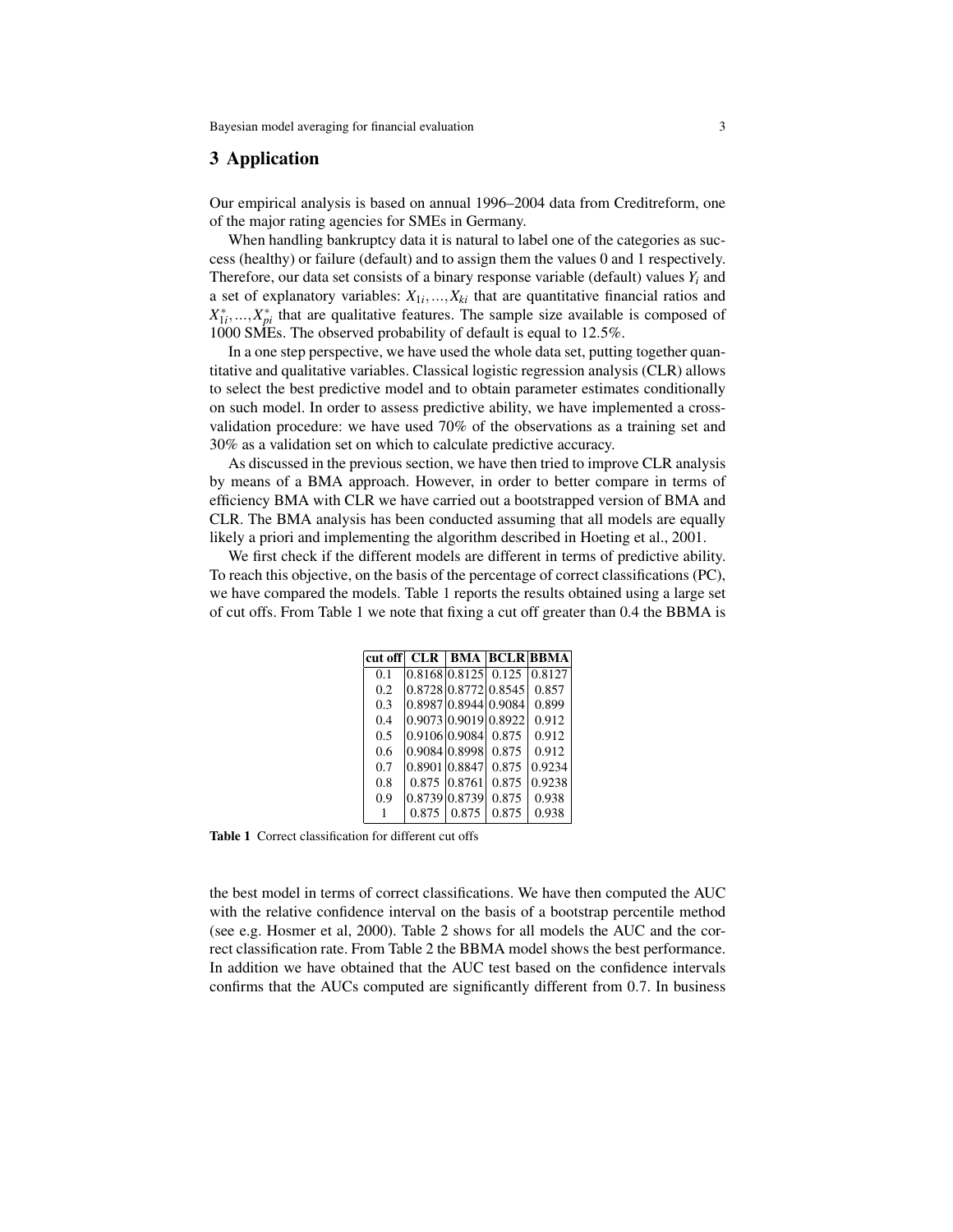## 3 Application

Our empirical analysis is based on annual 1996–2004 data from Creditreform, one of the major rating agencies for SMEs in Germany.

When handling bankruptcy data it is natural to label one of the categories as success (healthy) or failure (default) and to assign them the values 0 and 1 respectively. Therefore, our data set consists of a binary response variable (default) values $Y_i$ and a set of explanatory variables: $X_{1i},...,X_{ki}$ that are quantitative financial ratios and $X^*_{1i},...,X^*_{pi}$ that are qualitative features. The sample size available is composed of 1000 SMEs. The observed probability of default is equal to 12.5%.

In a one step perspective, we have used the whole data set, putting together quantitative and qualitative variables. Classical logistic regression analysis (CLR) allows to select the best predictive model and to obtain parameter estimates conditionally on such model. In order to assess predictive ability, we have implemented a cross-validation procedure: we have used 70% of the observations as a training set and 30% as a validation set on which to calculate predictive accuracy.

As discussed in the previous section, we have then tried to improve CLR analysis by means of a BMA approach. However, in order to better compare in terms of efficiency BMA with CLR we have carried out a bootstrapped version of BMA and CLR. The BMA analysis has been conducted assuming that all models are equally likely a priori and implementing the algorithm described in Hoeting et al., 2001.

We first check if the different models are different in terms of predictive ability. To reach this objective, on the basis of the percentage of correct classifications (PC), we have compared the models. Table 1 reports the results obtained using a large set of cut offs. From Table 1 we note that fixing a cut off greater than 0.4 the BBMA is

| cut off | CLR | BMA | BCLR | BBMA |
|---|---|---|---|---|
| 0.1 | 0.8168 | 0.8125 | 0.125 | 0.8127 |
| 0.2 | 0.8728 | 0.8772 | 0.8545 | 0.857 |
| 0.3 | 0.8987 | 0.8944 | 0.9084 | 0.899 |
| 0.4 | 0.9073 | 0.9019 | 0.8922 | 0.912 |
| 0.5 | 0.9106 | 0.9084 | 0.875 | 0.912 |
| 0.6 | 0.9084 | 0.8998 | 0.875 | 0.912 |
| 0.7 | 0.8901 | 0.8847 | 0.875 | 0.9234 |
| 0.8 | 0.875 | 0.8761 | 0.875 | 0.9238 |
| 0.9 | 0.8739 | 0.8739 | 0.875 | 0.938 |
| 1 | 0.875 | 0.875 | 0.875 | 0.938 |

**Table 1** Correct classification for different cut offs

the best model in terms of correct classifications. We have then computed the AUC with the relative confidence interval on the basis of a bootstrap percentile method (see e.g. Hosmer et al, 2000). Table 2 shows for all models the AUC and the correct classification rate. From Table 2 the BBMA model shows the best performance. In addition we have obtained that the AUC test based on the confidence intervals confirms that the AUCs computed are significantly different from 0.7. In business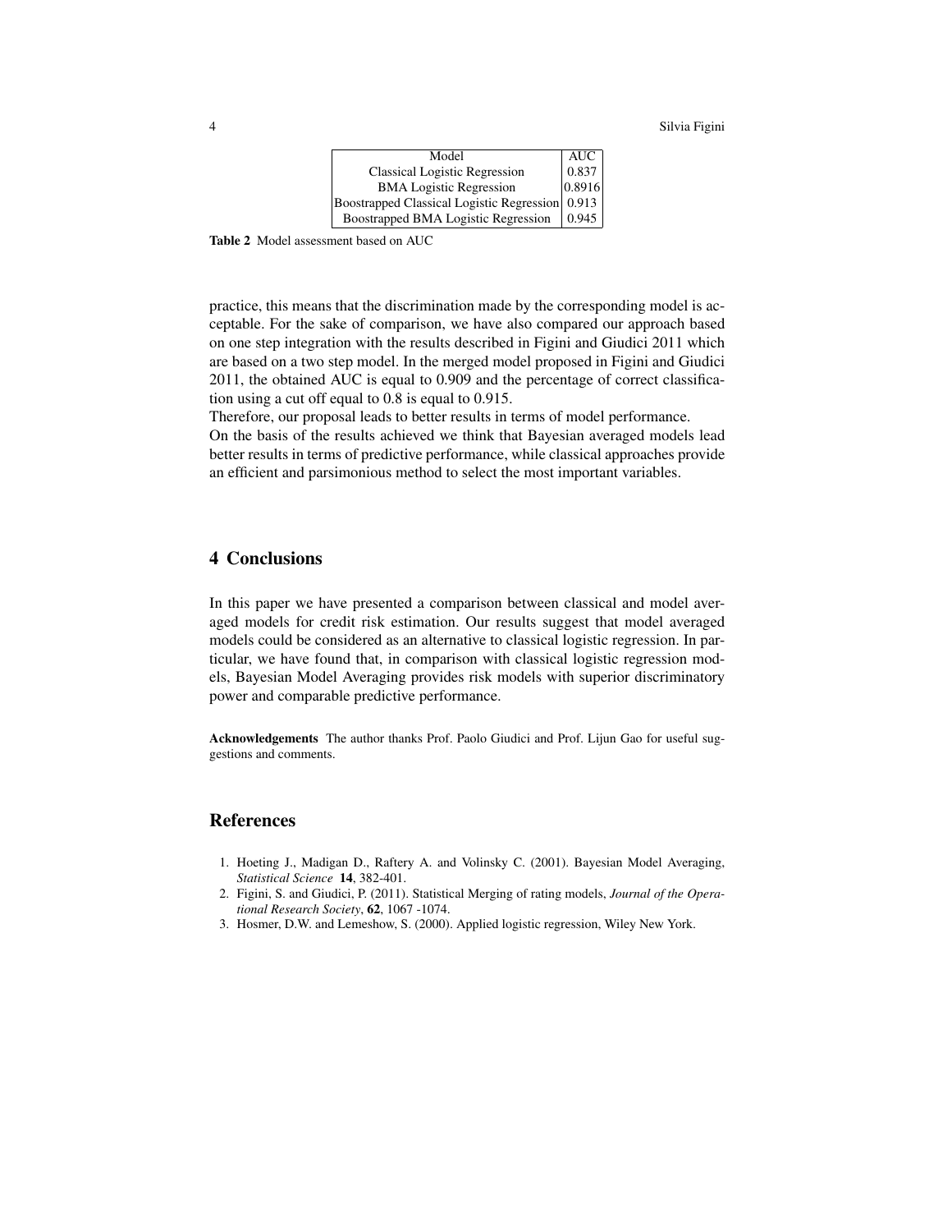| Model | AUC |
|---|---|
| Classical Logistic Regression | 0.837 |
| BMA Logistic Regression | 0.8916 |
| Boostrapped Classical Logistic Regression | 0.913 |
| Boostrapped BMA Logistic Regression | 0.945 |

**Table 2** Model assessment based on AUC

practice, this means that the discrimination made by the corresponding model is acceptable. For the sake of comparison, we have also compared our approach based on one step integration with the results described in Figini and Giudici 2011 which are based on a two step model. In the merged model proposed in Figini and Giudici 2011, the obtained AUC is equal to 0.909 and the percentage of correct classification using a cut off equal to 0.8 is equal to 0.915.
Therefore, our proposal leads to better results in terms of model performance.
On the basis of the results achieved we think that Bayesian averaged models lead better results in terms of predictive performance, while classical approaches provide an efficient and parsimonious method to select the most important variables.

## 4 Conclusions

In this paper we have presented a comparison between classical and model averaged models for credit risk estimation. Our results suggest that model averaged models could be considered as an alternative to classical logistic regression. In particular, we have found that, in comparison with classical logistic regression models, Bayesian Model Averaging provides risk models with superior discriminatory power and comparable predictive performance.

**Acknowledgements** The author thanks Prof. Paolo Giudici and Prof. Lijun Gao for useful suggestions and comments.

## References

1. Hoeting J., Madigan D., Raftery A. and Volinsky C. (2001). Bayesian Model Averaging, *Statistical Science* **14**, 382-401.
2. Figini, S. and Giudici, P. (2011). Statistical Merging of rating models, *Journal of the Operational Research Society*, **62**, 1067 -1074.
3. Hosmer, D.W. and Lemeshow, S. (2000). Applied logistic regression, Wiley New York.